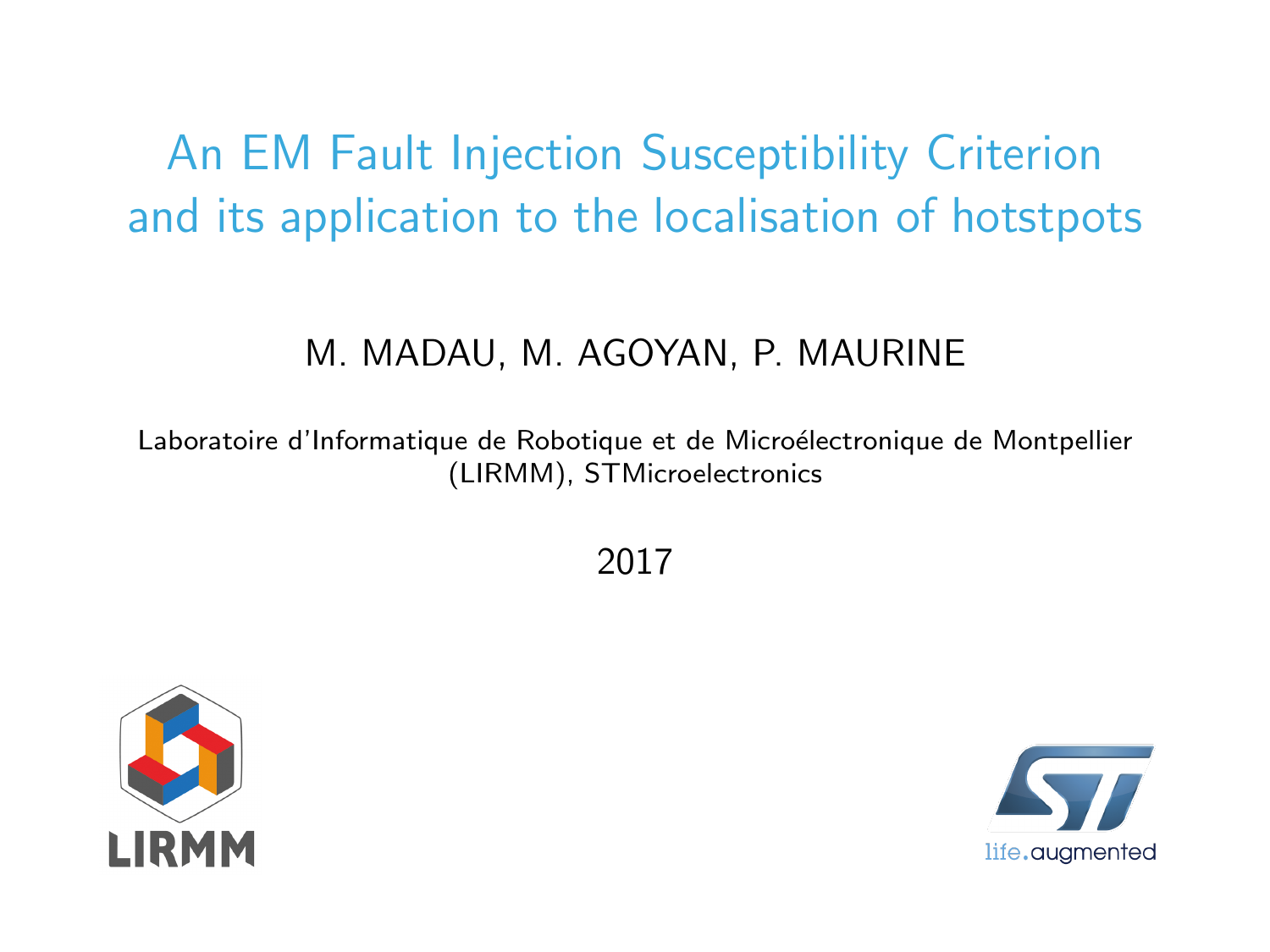# An EM Fault Injection Susceptibility Criterion and its application to the localisation of hotstpots

M. MADAU, M. AGOYAN, P. MAURINE

Laboratoire d'Informatique de Robotique et de Microélectronique de Montpellier (LIRMM), STMicroelectronics

2017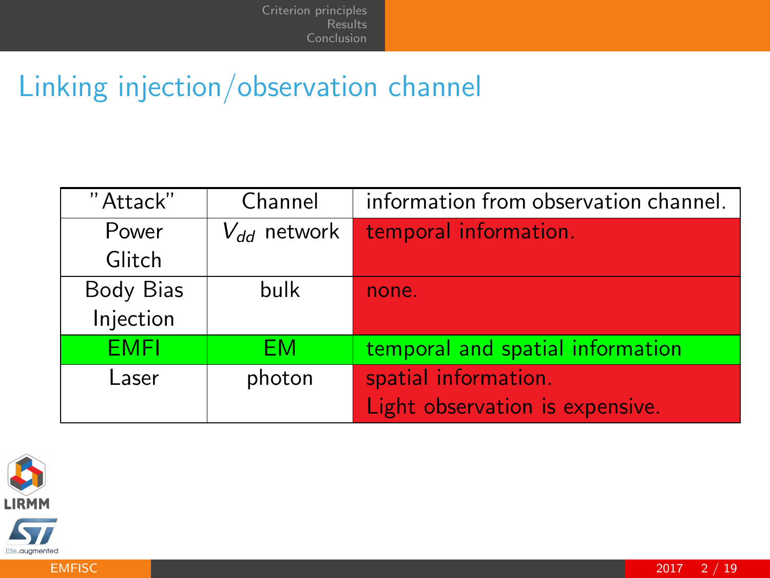# Linking injection/observation channel

| "Attack" | Channel | information from observation channel. |
|---|---|---|
| Power Glitch | $V_{dd}$ network | temporal information. |
| Body Bias Injection | bulk | none. |
| EMFI | EM | temporal and spatial information |
| Laser | photon | spatial information. Light observation is expensive. |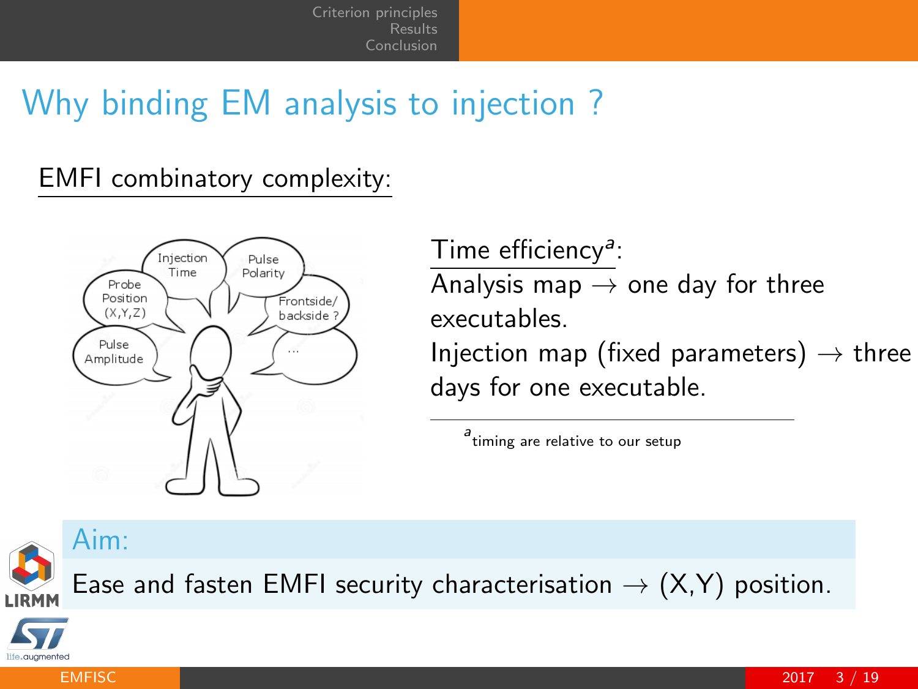# Why binding EM analysis to injection ?

EMFI combinatory complexity:

Injection Time

Pulse Polarity

Probe Position (X,Y,Z)

Frontside/ backside ?

Pulse Amplitude

...

Time efficiency[a]:

Analysis map → one day for three executables.

Injection map (fixed parameters) → three days for one executable.

[a] timing are relative to our setup

**Aim:**

Ease and fasten EMFI security characterisation → (X,Y) position.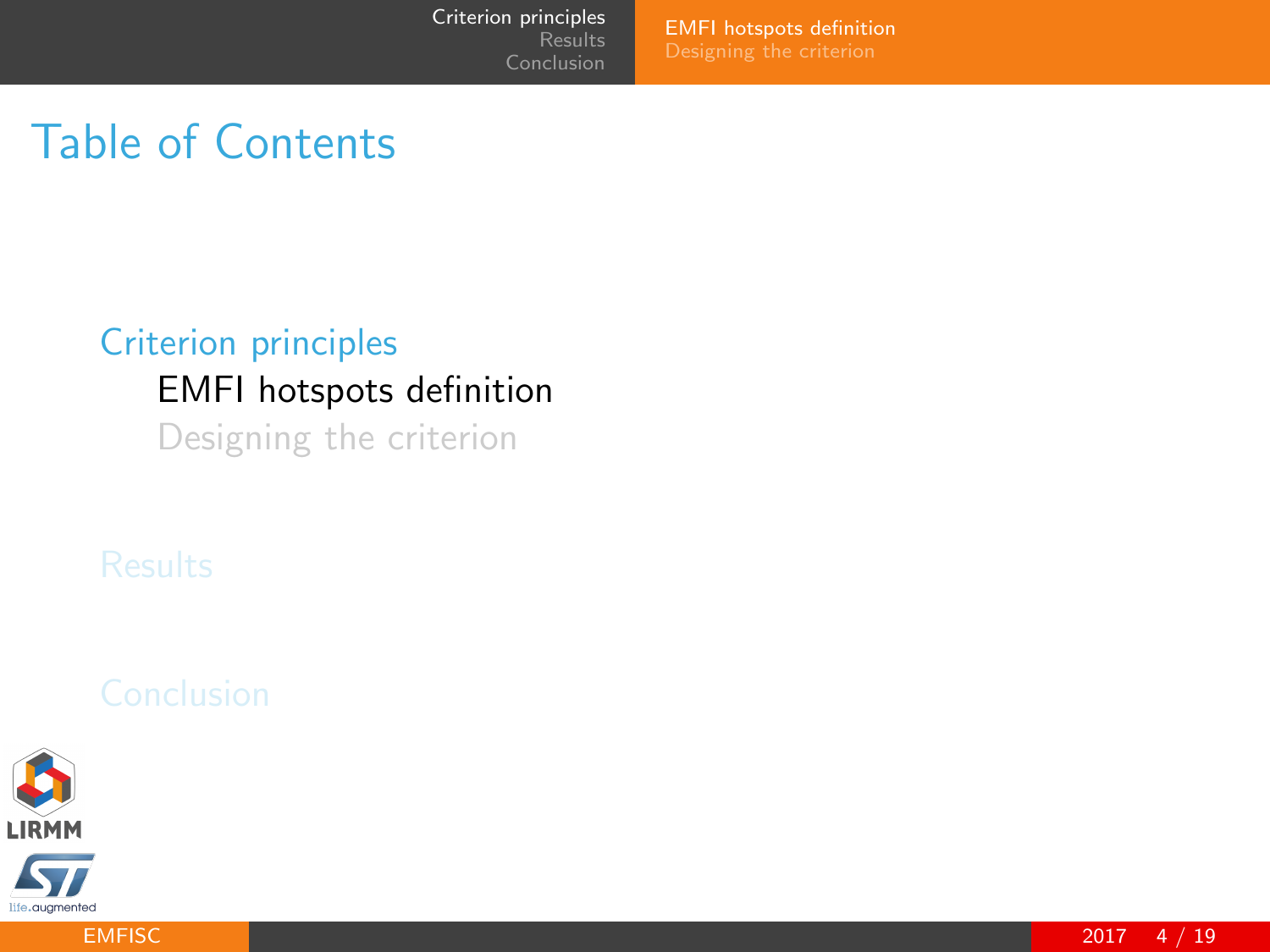# Table of Contents

- Criterion principles
  - EMFI hotspots definition
  - Designing the criterion
- Results
- Conclusion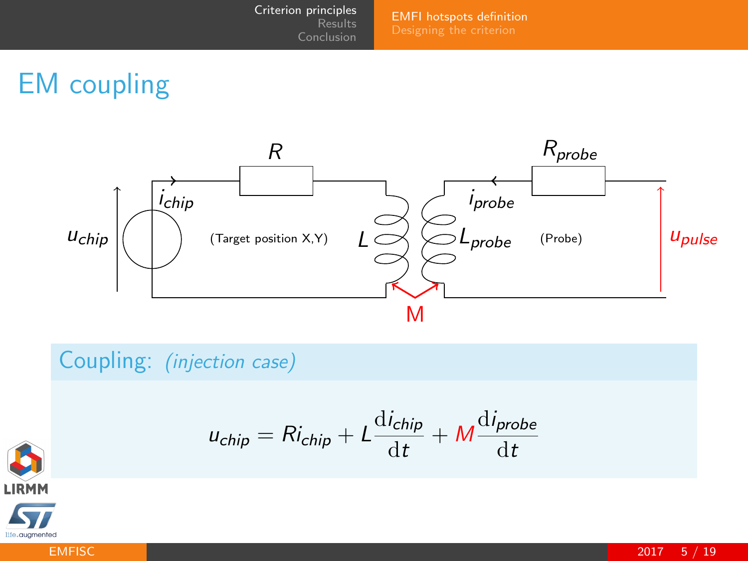# EM coupling

$R$ $R_{probe}$

$i_{chip}$ $i_{probe}$

$u_{chip}$ (Target position X,Y) $L$ $L_{probe}$ (Probe) $u_{pulse}$

M

## Coupling: *(injection case)*

$$u_{chip} = Ri_{chip} + L\frac{\mathrm{d}i_{chip}}{\mathrm{d}t} + M\frac{\mathrm{d}i_{probe}}{\mathrm{d}t}$$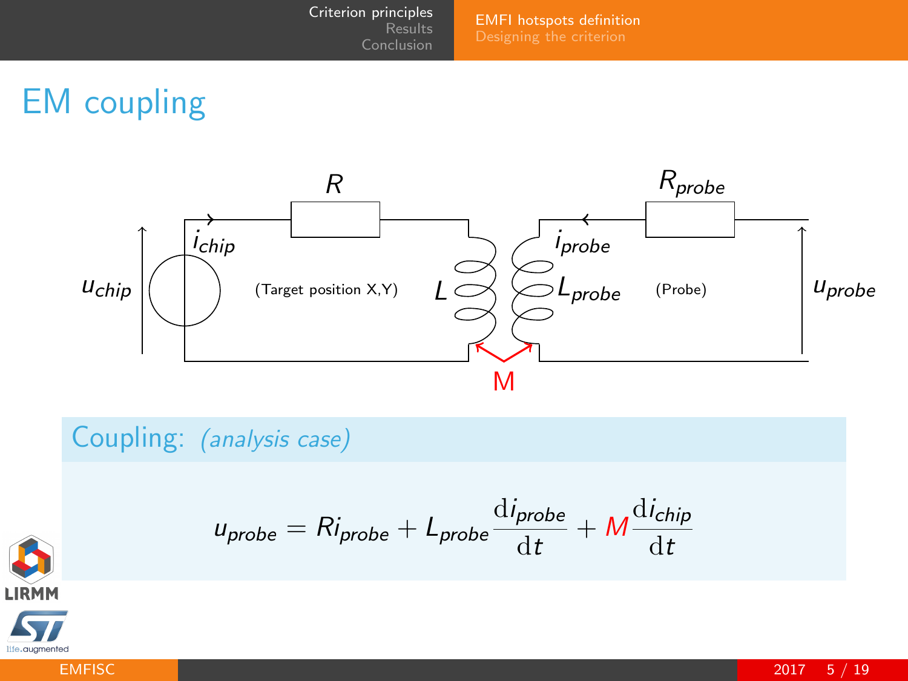# EM coupling

$R$ $R_{probe}$

$u_{chip}$ $i_{chip}$ (Target position X,Y) $L$ $L_{probe}$ $i_{probe}$ (Probe) $u_{probe}$

M

## Coupling: *(analysis case)*

$$u_{probe} = Ri_{probe} + L_{probe}\frac{\mathrm{d}i_{probe}}{\mathrm{d}t} + M\frac{\mathrm{d}i_{chip}}{\mathrm{d}t}$$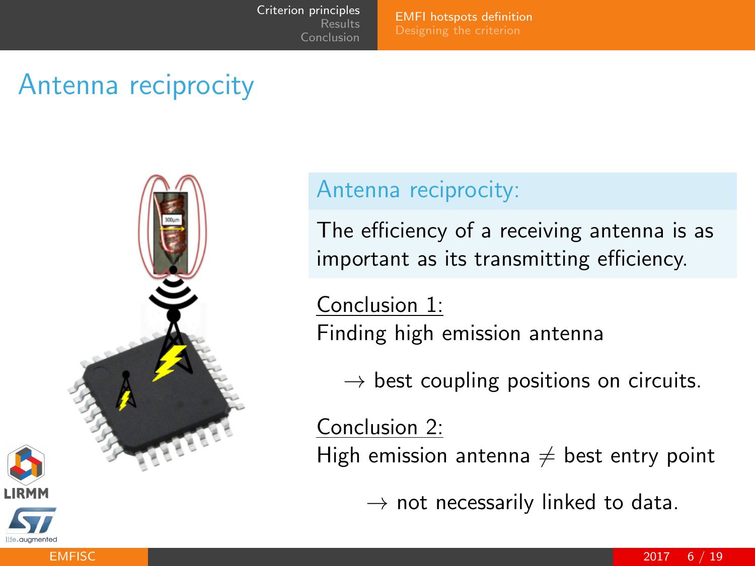# Antenna reciprocity

**Antenna reciprocity:**

The efficiency of a receiving antenna is as important as its transmitting efficiency.

Conclusion 1:
Finding high emission antenna

$\rightarrow$ best coupling positions on circuits.

Conclusion 2:
High emission antenna $\neq$ best entry point

$\rightarrow$ not necessarily linked to data.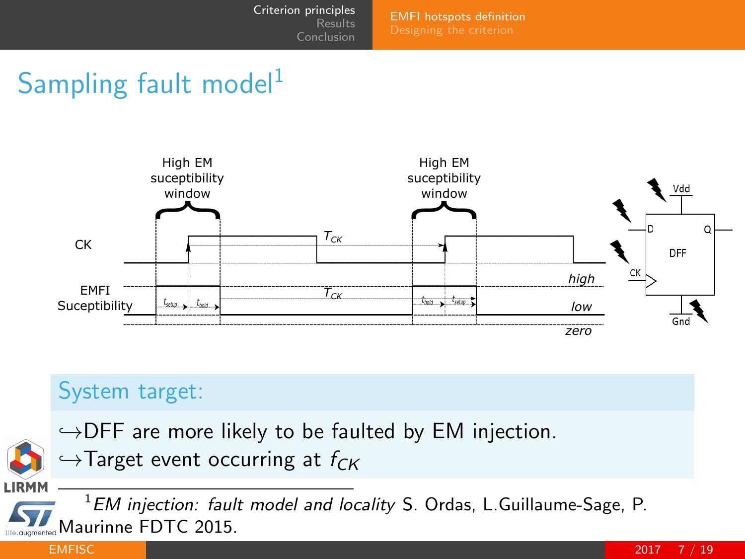# Sampling fault model[1]

High EM suceptibility window

High EM suceptibility window

CK

$T_{CK}$

EMFI Suceptibility

$t_{setup}$ $t_{hold}$

$T_{CK}$

$t_{hold}$ $t_{setup}$

high

low

zero

Vdd

D Q

DFF

CK

Gnd

## System target:

↪DFF are more likely to be faulted by EM injection.

↪Target event occurring at $f_{CK}$

[1] *EM injection: fault model and locality* S. Ordas, L.Guillaume-Sage, P. Maurinne FDTC 2015.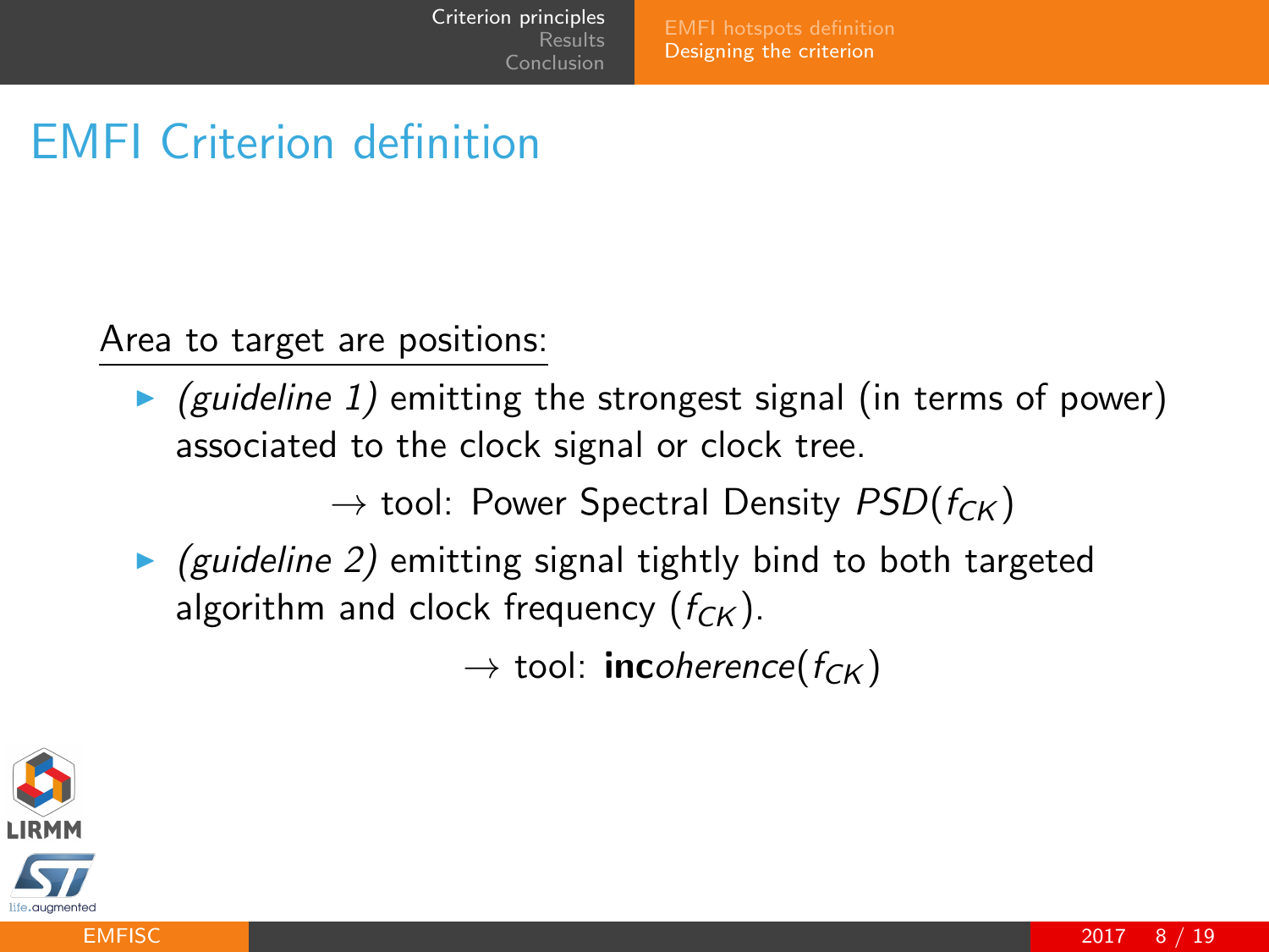# EMFI Criterion definition

Area to target are positions:

- *(guideline 1)* emitting the strongest signal (in terms of power) associated to the clock signal or clock tree.

  $\rightarrow$ tool: Power Spectral Density $PSD(f_{CK})$

- *(guideline 2)* emitting signal tightly bind to both targeted algorithm and clock frequency ($f_{CK}$).

  $\rightarrow$ tool: **inc***oherence*$(f_{CK})$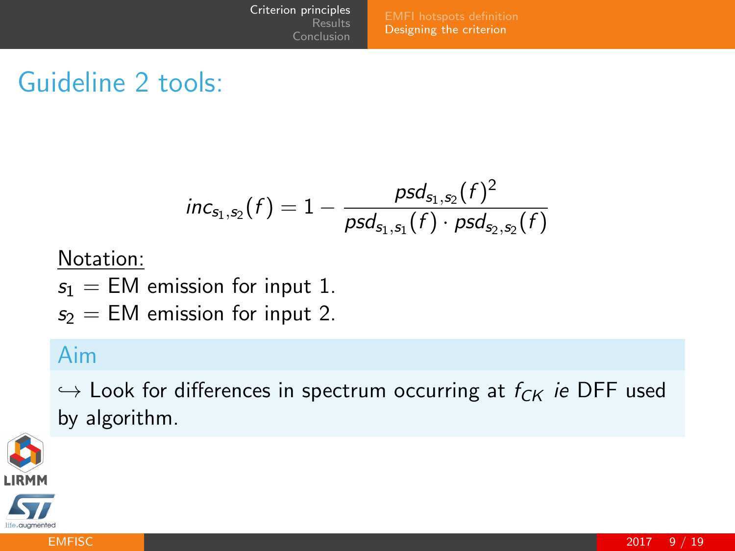# Guideline 2 tools:

$$inc_{s_1,s_2}(f) = 1 - \frac{psd_{s_1,s_2}(f)^2}{psd_{s_1,s_1}(f) \cdot psd_{s_2,s_2}(f)}$$

<u>Notation:</u>

$s_1$ = EM emission for input 1.

$s_2$ = EM emission for input 2.

## Aim

$\hookrightarrow$ Look for differences in spectrum occurring at $f_{CK}$ *ie* DFF used by algorithm.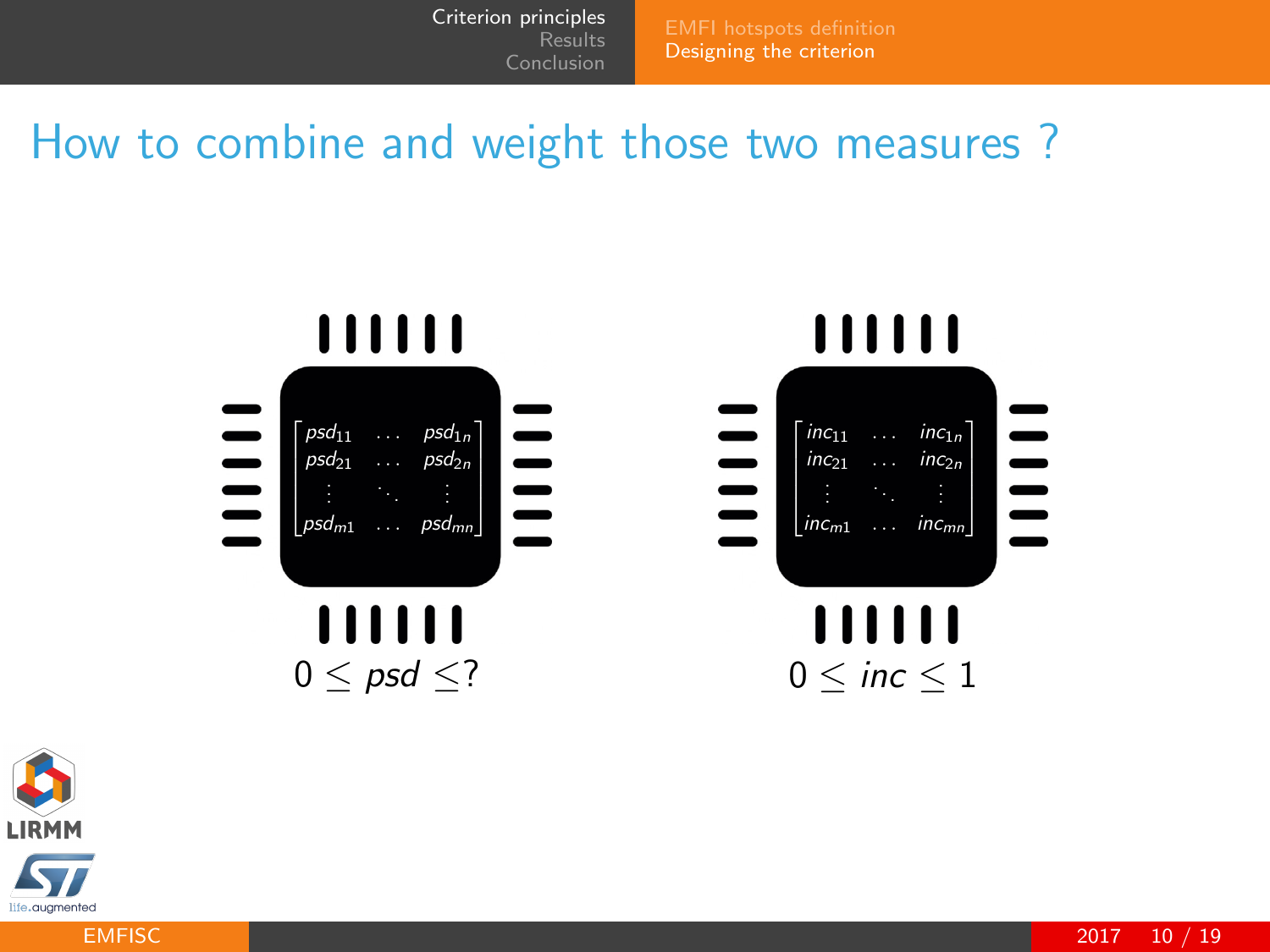# How to combine and weight those two measures ?

$$\begin{bmatrix} psd_{11} & \dots & psd_{1n} \\ psd_{21} & \dots & psd_{2n} \\ \vdots & \ddots & \vdots \\ psd_{m1} & \dots & psd_{mn} \end{bmatrix}$$

$$0 \leq psd \leq ?$$

$$\begin{bmatrix} inc_{11} & \dots & inc_{1n} \\ inc_{21} & \dots & inc_{2n} \\ \vdots & \ddots & \vdots \\ inc_{m1} & \dots & inc_{mn} \end{bmatrix}$$

$$0 \leq inc \leq 1$$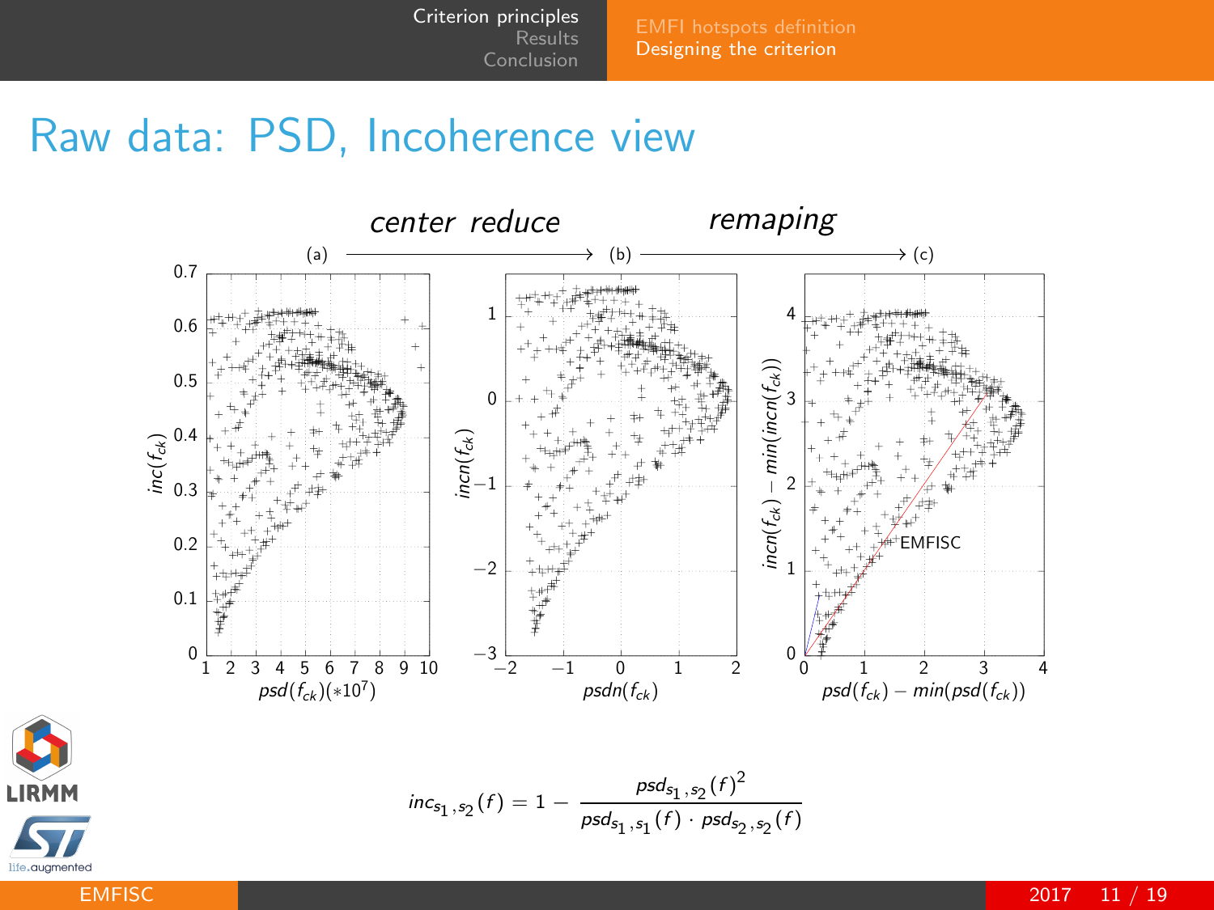# Raw data: PSD, Incoherence view

*center reduce* (a) → (b) *remaping* → (c)

$$inc_{s_1,s_2}(f) = 1 - \frac{psd_{s_1,s_2}(f)^2}{psd_{s_1,s_1}(f) \cdot psd_{s_2,s_2}(f)}$$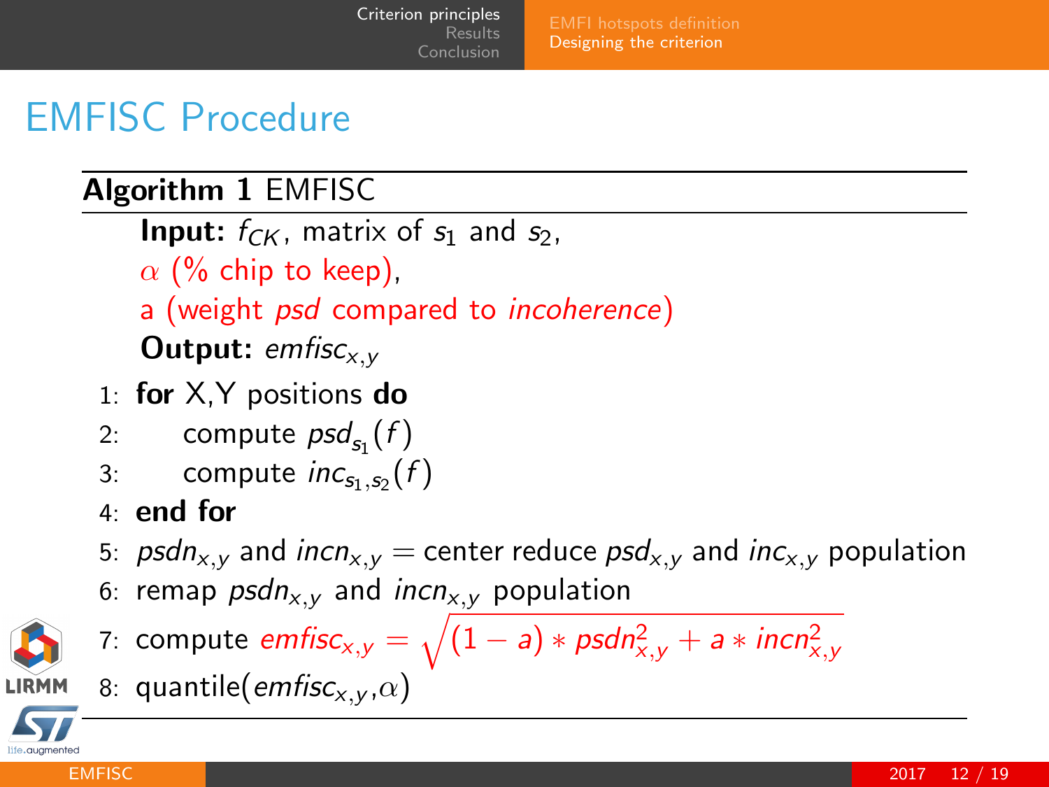# EMFISC Procedure

**Algorithm 1** EMFISC

**Input:** $f_{CK}$, matrix of $s_1$ and $s_2$,
$\alpha$ (% chip to keep),
a (weight *psd* compared to *incoherence*)

**Output:** $emfisc_{x,y}$

1: **for** X,Y positions **do**
2: compute $psd_{s_1}(f)$
3: compute $inc_{s_1,s_2}(f)$
4: **end for**
5: $psdn_{x,y}$ and $incn_{x,y}$ = center reduce $psd_{x,y}$ and $inc_{x,y}$ population
6: remap $psdn_{x,y}$ and $incn_{x,y}$ population
7: compute $emfisc_{x,y} = \sqrt{(1-a) * psdn_{x,y}^2 + a * incn_{x,y}^2}$
8: quantile($emfisc_{x,y}$,$\alpha$)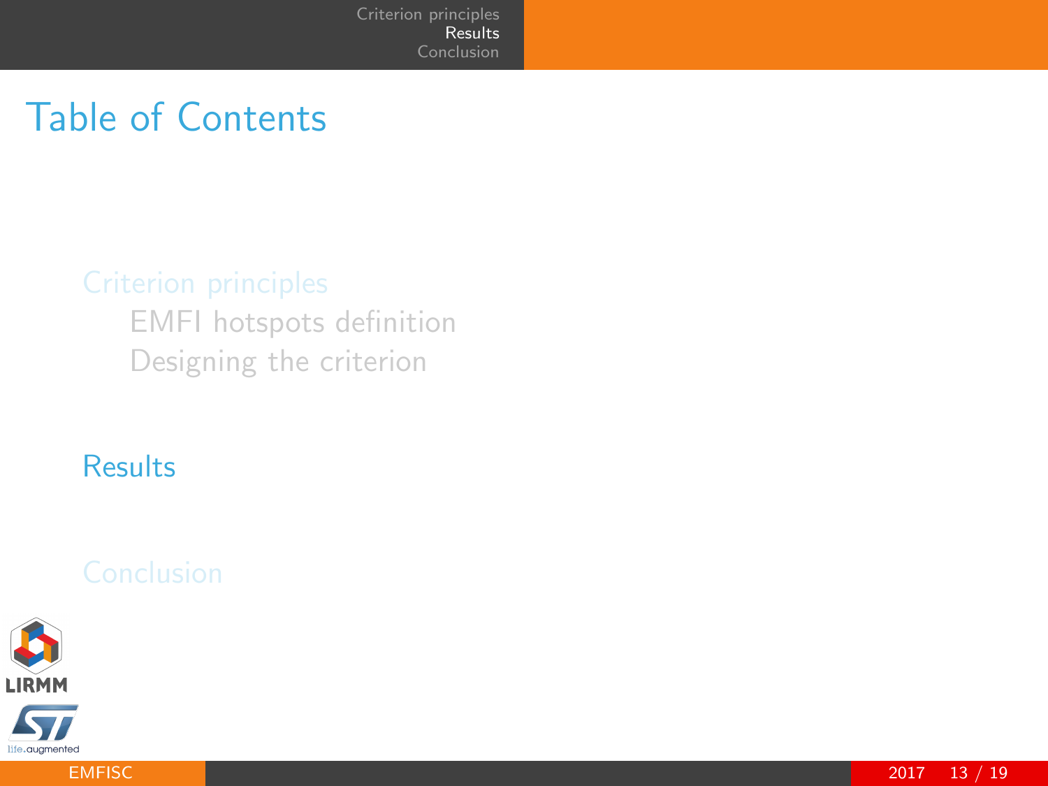# Table of Contents

- Criterion principles
  - EMFI hotspots definition
  - Designing the criterion
- Results
- Conclusion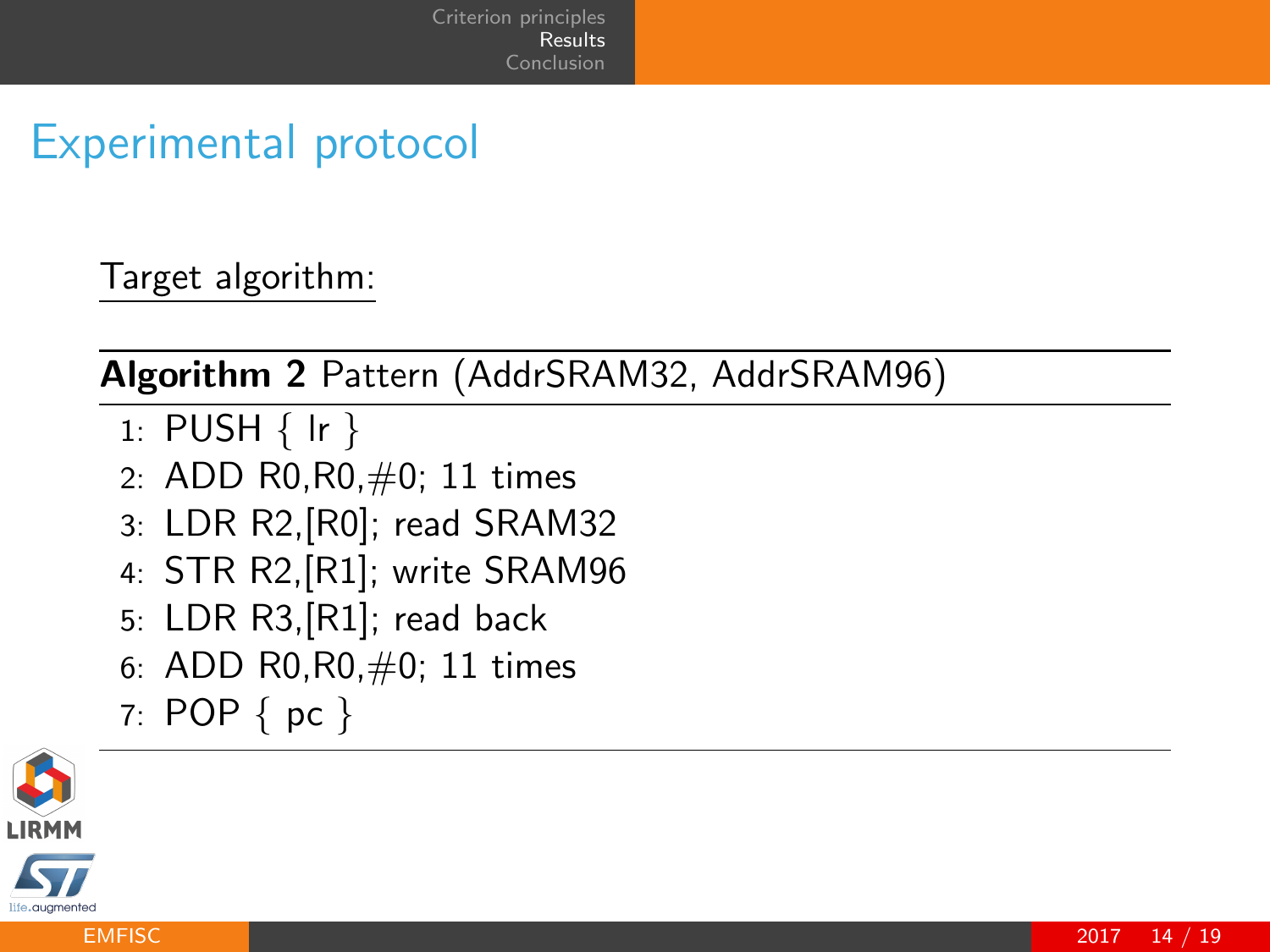# Experimental protocol

Target algorithm:

**Algorithm 2** Pattern (AddrSRAM32, AddrSRAM96)

```
1: PUSH { lr }
2: ADD R0,R0,#0; 11 times
3: LDR R2,[R0]; read SRAM32
4: STR R2,[R1]; write SRAM96
5: LDR R3,[R1]; read back
6: ADD R0,R0,#0; 11 times
7: POP { pc }
```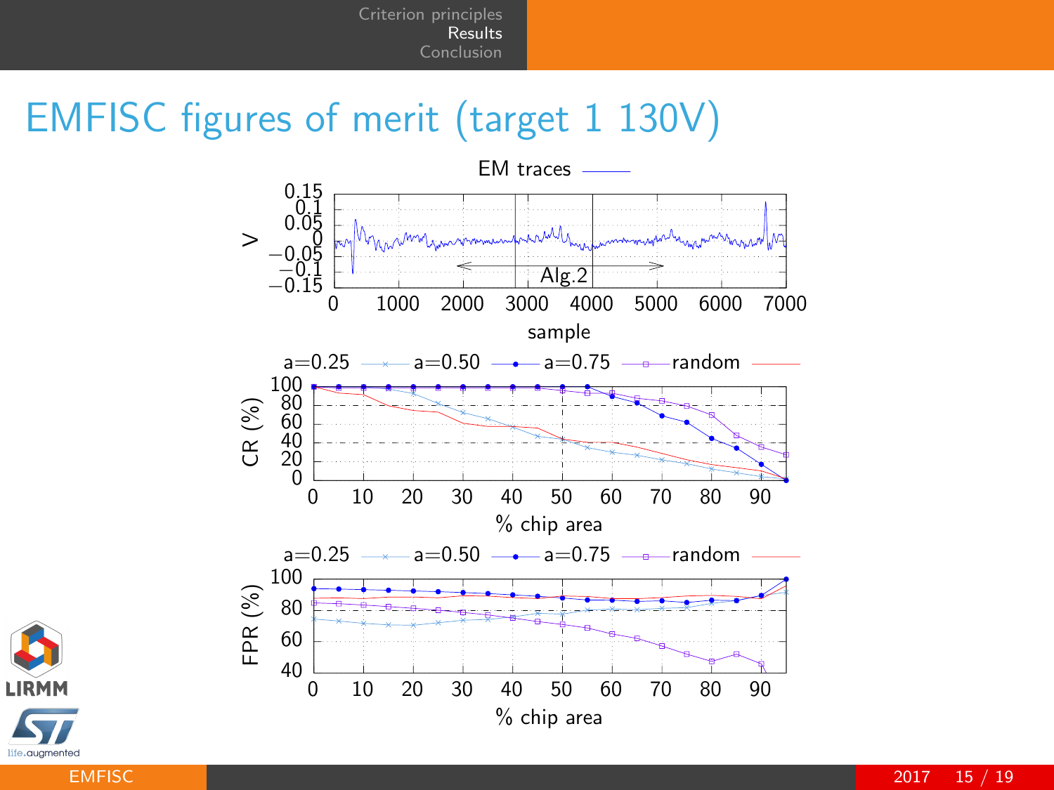# EMFISC figures of merit (target 1 130V)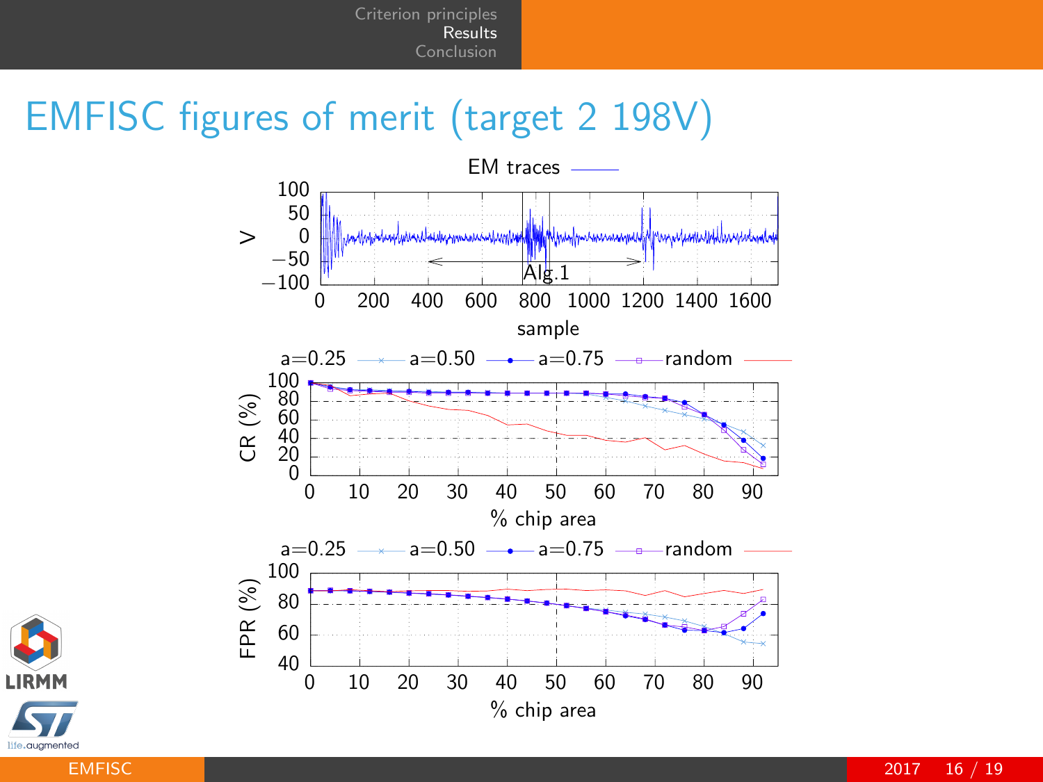# EMFISC figures of merit (target 2 198V)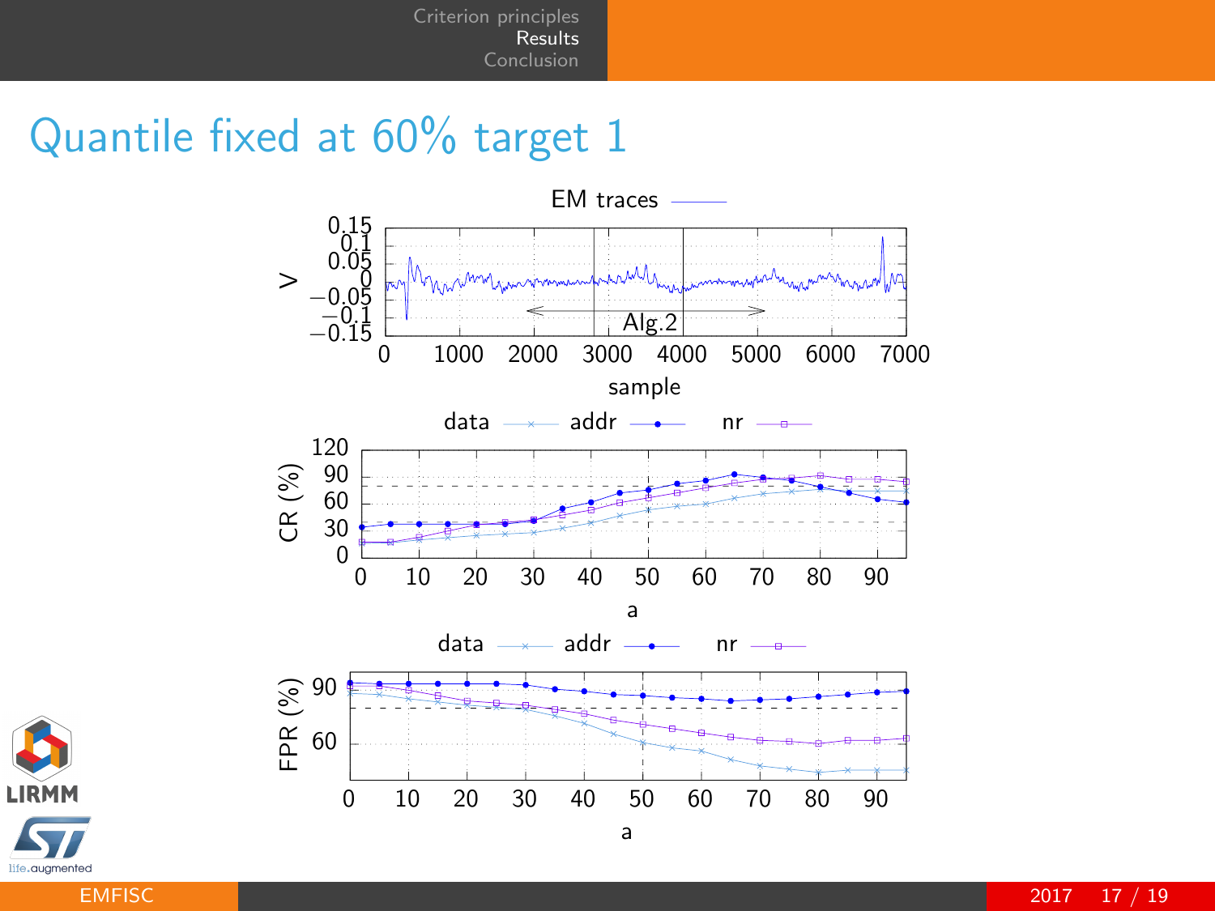# Quantile fixed at 60% target 1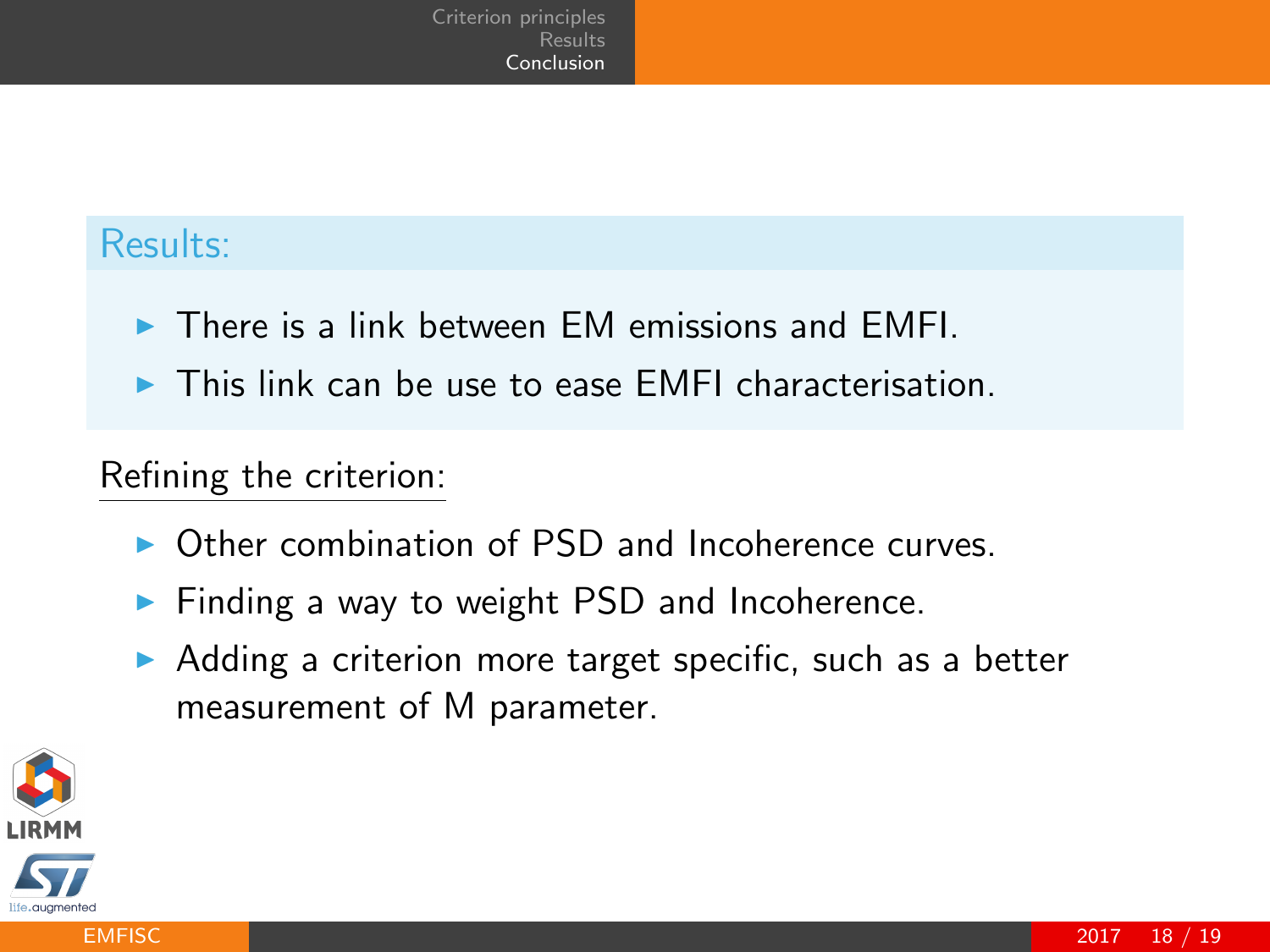## Results:

- There is a link between EM emissions and EMFI.
- This link can be use to ease EMFI characterisation.

### Refining the criterion:

- Other combination of PSD and Incoherence curves.
- Finding a way to weight PSD and Incoherence.
- Adding a criterion more target specific, such as a better measurement of M parameter.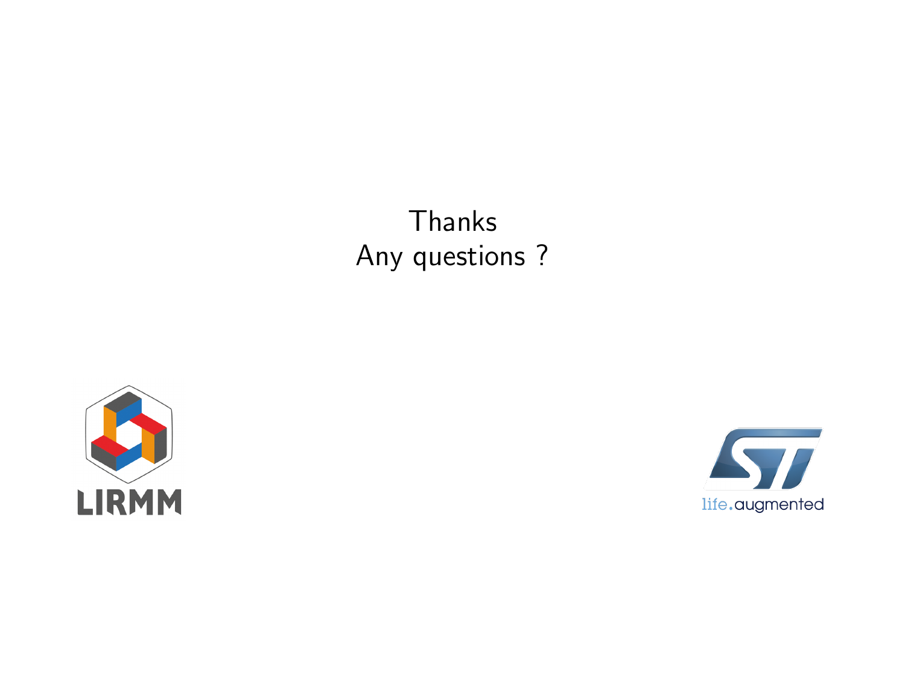Thanks

Any questions ?